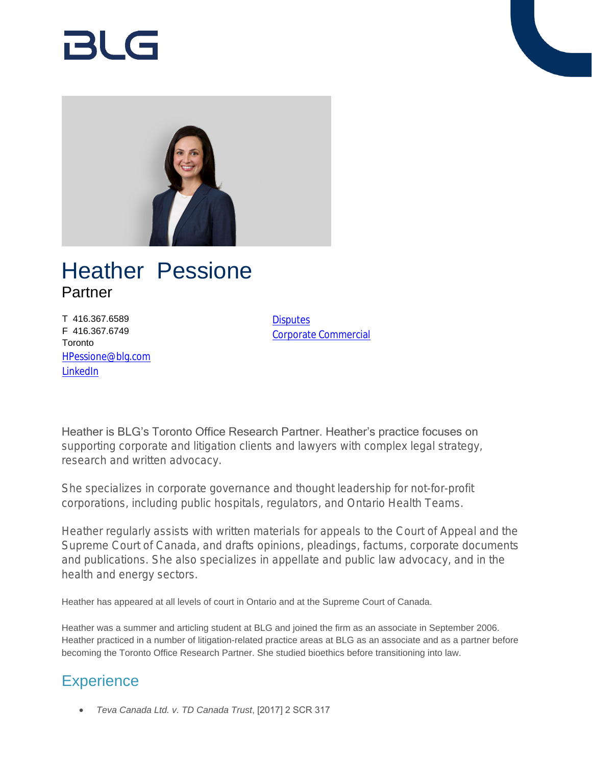# Heather Pessione

Partner

T 416.367.6589
F 416.367.6749
Toronto
HPessione@blg.com
LinkedIn

Disputes
Corporate Commercial

Heather is BLG's Toronto Office Research Partner. Heather's practice focuses on supporting corporate and litigation clients and lawyers with complex legal strategy, research and written advocacy.

She specializes in corporate governance and thought leadership for not-for-profit corporations, including public hospitals, regulators, and Ontario Health Teams.

Heather regularly assists with written materials for appeals to the Court of Appeal and the Supreme Court of Canada, and drafts opinions, pleadings, factums, corporate documents and publications. She also specializes in appellate and public law advocacy, and in the health and energy sectors.

Heather has appeared at all levels of court in Ontario and at the Supreme Court of Canada.

Heather was a summer and articling student at BLG and joined the firm as an associate in September 2006. Heather practiced in a number of litigation-related practice areas at BLG as an associate and as a partner before becoming the Toronto Office Research Partner. She studied bioethics before transitioning into law.

## Experience

- *Teva Canada Ltd. v. TD Canada Trust*, [2017] 2 SCR 317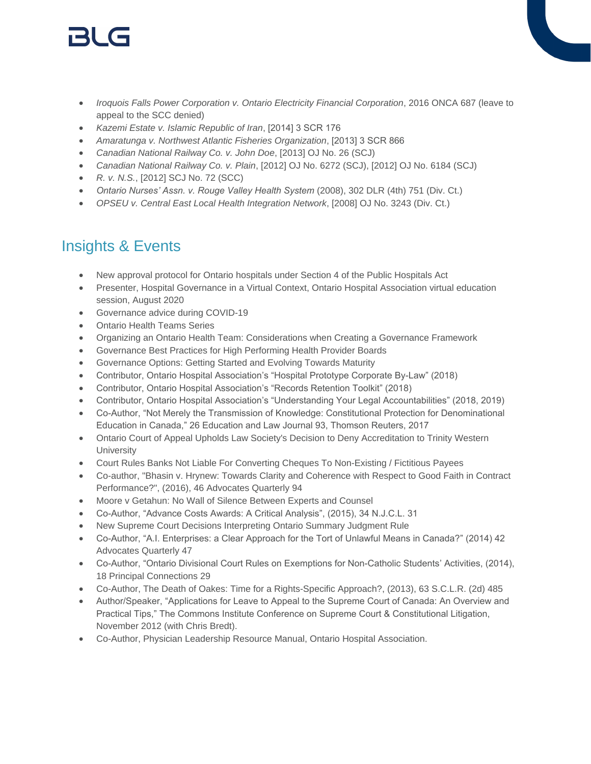- *Iroquois Falls Power Corporation v. Ontario Electricity Financial Corporation*, 2016 ONCA 687 (leave to appeal to the SCC denied)
- *Kazemi Estate v. Islamic Republic of Iran*, [2014] 3 SCR 176
- *Amaratunga v. Northwest Atlantic Fisheries Organization*, [2013] 3 SCR 866
- *Canadian National Railway Co. v. John Doe*, [2013] OJ No. 26 (SCJ)
- *Canadian National Railway Co. v. Plain*, [2012] OJ No. 6272 (SCJ), [2012] OJ No. 6184 (SCJ)
- *R. v. N.S.*, [2012] SCJ No. 72 (SCC)
- *Ontario Nurses' Assn. v. Rouge Valley Health System* (2008), 302 DLR (4th) 751 (Div. Ct.)
- *OPSEU v. Central East Local Health Integration Network*, [2008] OJ No. 3243 (Div. Ct.)

## Insights & Events

- New approval protocol for Ontario hospitals under Section 4 of the Public Hospitals Act
- Presenter, Hospital Governance in a Virtual Context, Ontario Hospital Association virtual education session, August 2020
- Governance advice during COVID-19
- Ontario Health Teams Series
- Organizing an Ontario Health Team: Considerations when Creating a Governance Framework
- Governance Best Practices for High Performing Health Provider Boards
- Governance Options: Getting Started and Evolving Towards Maturity
- Contributor, Ontario Hospital Association's "Hospital Prototype Corporate By-Law" (2018)
- Contributor, Ontario Hospital Association's "Records Retention Toolkit" (2018)
- Contributor, Ontario Hospital Association's "Understanding Your Legal Accountabilities" (2018, 2019)
- Co-Author, "Not Merely the Transmission of Knowledge: Constitutional Protection for Denominational Education in Canada," 26 Education and Law Journal 93, Thomson Reuters, 2017
- Ontario Court of Appeal Upholds Law Society's Decision to Deny Accreditation to Trinity Western University
- Court Rules Banks Not Liable For Converting Cheques To Non-Existing / Fictitious Payees
- Co-author, "Bhasin v. Hrynew: Towards Clarity and Coherence with Respect to Good Faith in Contract Performance?", (2016), 46 Advocates Quarterly 94
- Moore v Getahun: No Wall of Silence Between Experts and Counsel
- Co-Author, "Advance Costs Awards: A Critical Analysis", (2015), 34 N.J.C.L. 31
- New Supreme Court Decisions Interpreting Ontario Summary Judgment Rule
- Co-Author, "A.I. Enterprises: a Clear Approach for the Tort of Unlawful Means in Canada?" (2014) 42 Advocates Quarterly 47
- Co-Author, "Ontario Divisional Court Rules on Exemptions for Non-Catholic Students' Activities, (2014), 18 Principal Connections 29
- Co-Author, The Death of Oakes: Time for a Rights-Specific Approach?, (2013), 63 S.C.L.R. (2d) 485
- Author/Speaker, "Applications for Leave to Appeal to the Supreme Court of Canada: An Overview and Practical Tips," The Commons Institute Conference on Supreme Court & Constitutional Litigation, November 2012 (with Chris Bredt).
- Co-Author, Physician Leadership Resource Manual, Ontario Hospital Association.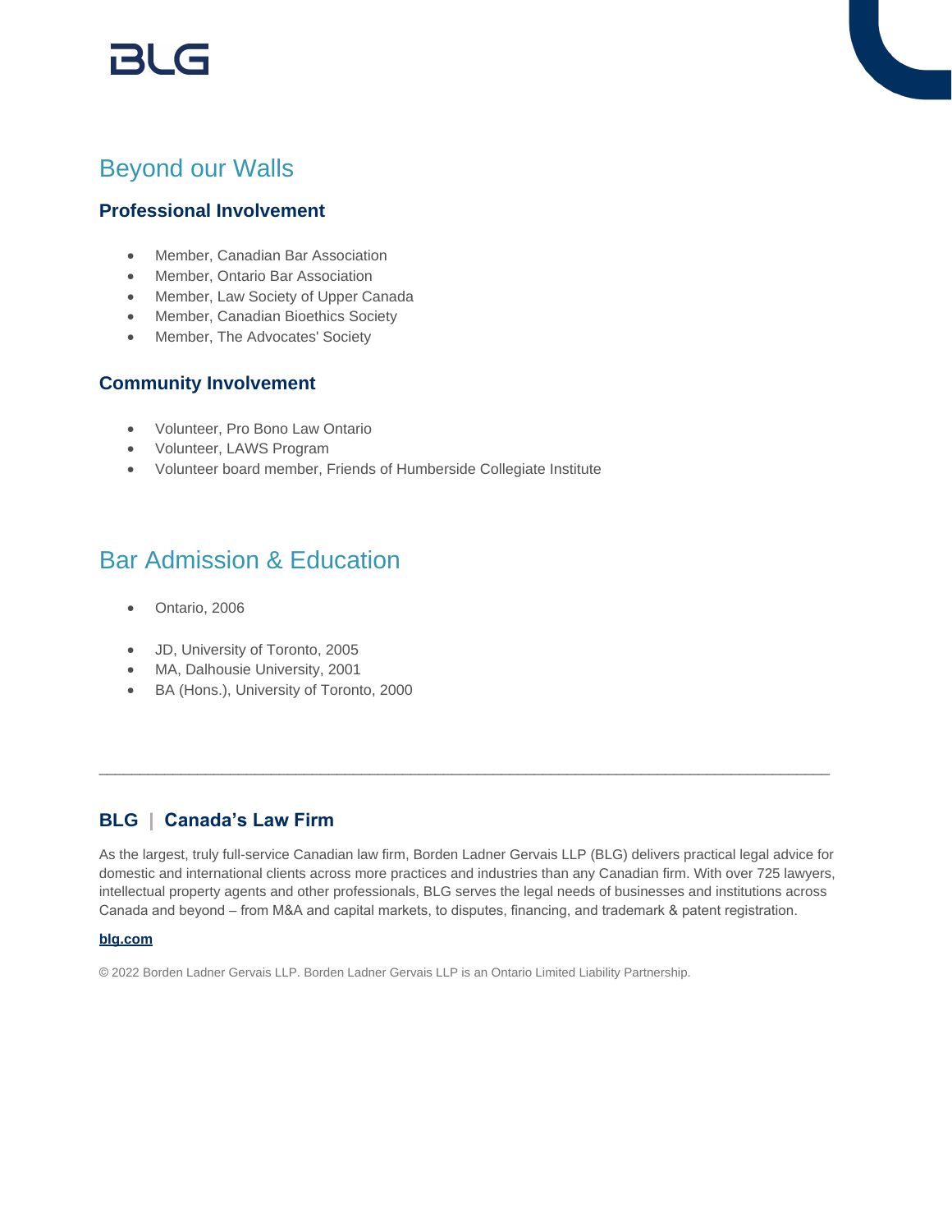## Beyond our Walls

### Professional Involvement

- Member, Canadian Bar Association
- Member, Ontario Bar Association
- Member, Law Society of Upper Canada
- Member, Canadian Bioethics Society
- Member, The Advocates' Society

### Community Involvement

- Volunteer, Pro Bono Law Ontario
- Volunteer, LAWS Program
- Volunteer board member, Friends of Humberside Collegiate Institute

## Bar Admission & Education

- Ontario, 2006

- JD, University of Toronto, 2005
- MA, Dalhousie University, 2001
- BA (Hons.), University of Toronto, 2000

---

### BLG | Canada's Law Firm

As the largest, truly full-service Canadian law firm, Borden Ladner Gervais LLP (BLG) delivers practical legal advice for domestic and international clients across more practices and industries than any Canadian firm. With over 725 lawyers, intellectual property agents and other professionals, BLG serves the legal needs of businesses and institutions across Canada and beyond – from M&A and capital markets, to disputes, financing, and trademark & patent registration.

**blg.com**

© 2022 Borden Ladner Gervais LLP. Borden Ladner Gervais LLP is an Ontario Limited Liability Partnership.